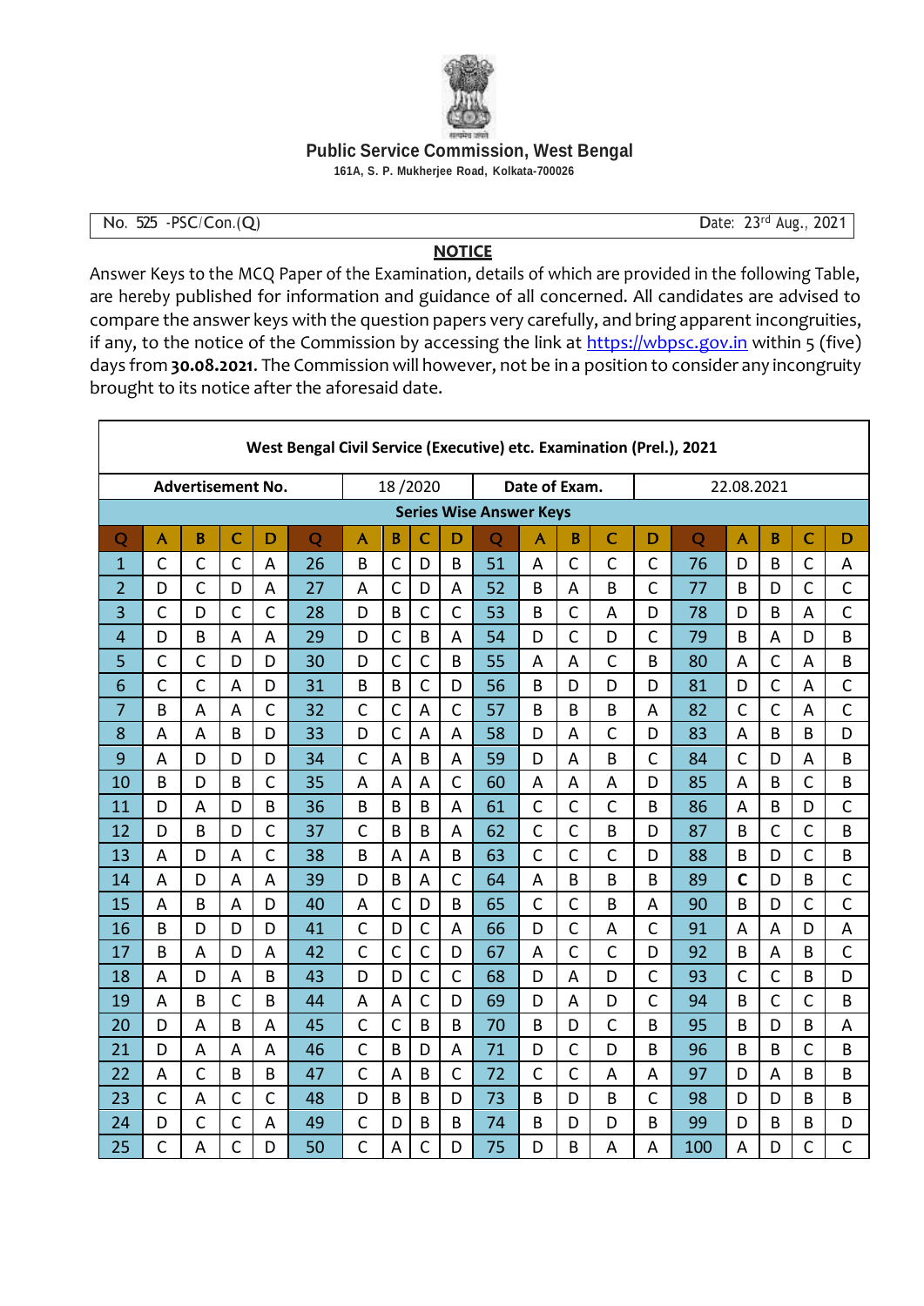Public Service Commission, West Bengal

161A, S. P. Mukherjee Road, Kolkata-700026

No. 525 -PSC/Con.(Q) Date: 23rd Aug., 2021

## NOTICE

Answer Keys to the MCQ Paper of the Examination, details of which are provided in the following Table, are hereby published for information and guidance of all concerned. All candidates are advised to compare the answer keys with the question papers very carefully, and bring apparent incongruities, if any, to the notice of the Commission by accessing the link at https://wbpsc.gov.in within 5 (five) days from **30.08.2021**. The Commission will however, not be in a position to consider any incongruity brought to its notice after the aforesaid date.

**West Bengal Civil Service (Executive) etc. Examination (Prel.), 2021**

| Advertisement No. | | | | | 18 /2020 | | | | | Date of Exam. | | | | | 22.08.2021 | | | | |
|---|---|---|---|---|---|---|---|---|---|---|---|---|---|---|---|---|---|---|---|
| **Series Wise Answer Keys** | | | | | | | | | | | | | | | | | | | |
| **Q** | **A** | **B** | **C** | **D** | **Q** | **A** | **B** | **C** | **D** | **Q** | **A** | **B** | **C** | **D** | **Q** | **A** | **B** | **C** | **D** |
| 1 | C | C | C | A | 26 | B | C | D | B | 51 | A | C | C | C | 76 | D | B | C | A |
| 2 | D | C | D | A | 27 | A | C | D | A | 52 | B | A | B | C | 77 | B | D | C | C |
| 3 | C | D | C | C | 28 | D | B | C | C | 53 | B | C | A | D | 78 | D | B | A | C |
| 4 | D | B | A | A | 29 | D | C | B | A | 54 | D | C | D | C | 79 | B | A | D | B |
| 5 | C | C | D | D | 30 | D | C | C | B | 55 | A | A | C | B | 80 | A | C | A | B |
| 6 | C | C | A | D | 31 | B | B | C | D | 56 | B | D | D | D | 81 | D | C | A | C |
| 7 | B | A | A | C | 32 | C | C | A | C | 57 | B | B | B | A | 82 | C | C | A | C |
| 8 | A | A | B | D | 33 | D | C | A | A | 58 | D | A | C | D | 83 | A | B | B | D |
| 9 | A | D | D | D | 34 | C | A | B | A | 59 | D | A | B | C | 84 | C | D | A | B |
| 10 | B | D | B | C | 35 | A | A | A | C | 60 | A | A | A | D | 85 | A | B | C | B |
| 11 | D | A | D | B | 36 | B | B | B | A | 61 | C | C | C | B | 86 | A | B | D | C |
| 12 | D | B | D | C | 37 | C | B | B | A | 62 | C | C | B | D | 87 | B | C | C | B |
| 13 | A | D | A | C | 38 | B | A | A | B | 63 | C | C | C | D | 88 | B | D | C | B |
| 14 | A | D | A | A | 39 | D | B | A | C | 64 | A | B | B | B | 89 | **C** | D | B | C |
| 15 | A | B | A | D | 40 | A | C | D | B | 65 | C | C | B | A | 90 | B | D | C | C |
| 16 | B | D | D | D | 41 | C | D | C | A | 66 | D | C | A | C | 91 | A | A | D | A |
| 17 | B | A | D | A | 42 | C | C | C | D | 67 | A | C | C | D | 92 | B | A | B | C |
| 18 | A | D | A | B | 43 | D | D | C | C | 68 | D | A | D | C | 93 | C | C | B | D |
| 19 | A | B | C | B | 44 | A | A | C | D | 69 | D | A | D | C | 94 | B | C | C | B |
| 20 | D | A | B | A | 45 | C | C | B | B | 70 | B | D | C | B | 95 | B | D | B | A |
| 21 | D | A | A | A | 46 | C | B | D | A | 71 | D | C | D | B | 96 | B | B | C | B |
| 22 | A | C | B | B | 47 | C | A | B | C | 72 | C | C | A | A | 97 | D | A | B | B |
| 23 | C | A | C | C | 48 | D | B | B | D | 73 | B | D | B | C | 98 | D | D | B | B |
| 24 | D | C | C | A | 49 | C | D | B | B | 74 | B | D | D | B | 99 | D | B | B | D |
| 25 | C | A | C | D | 50 | C | A | C | D | 75 | D | B | A | A | 100 | A | D | C | C |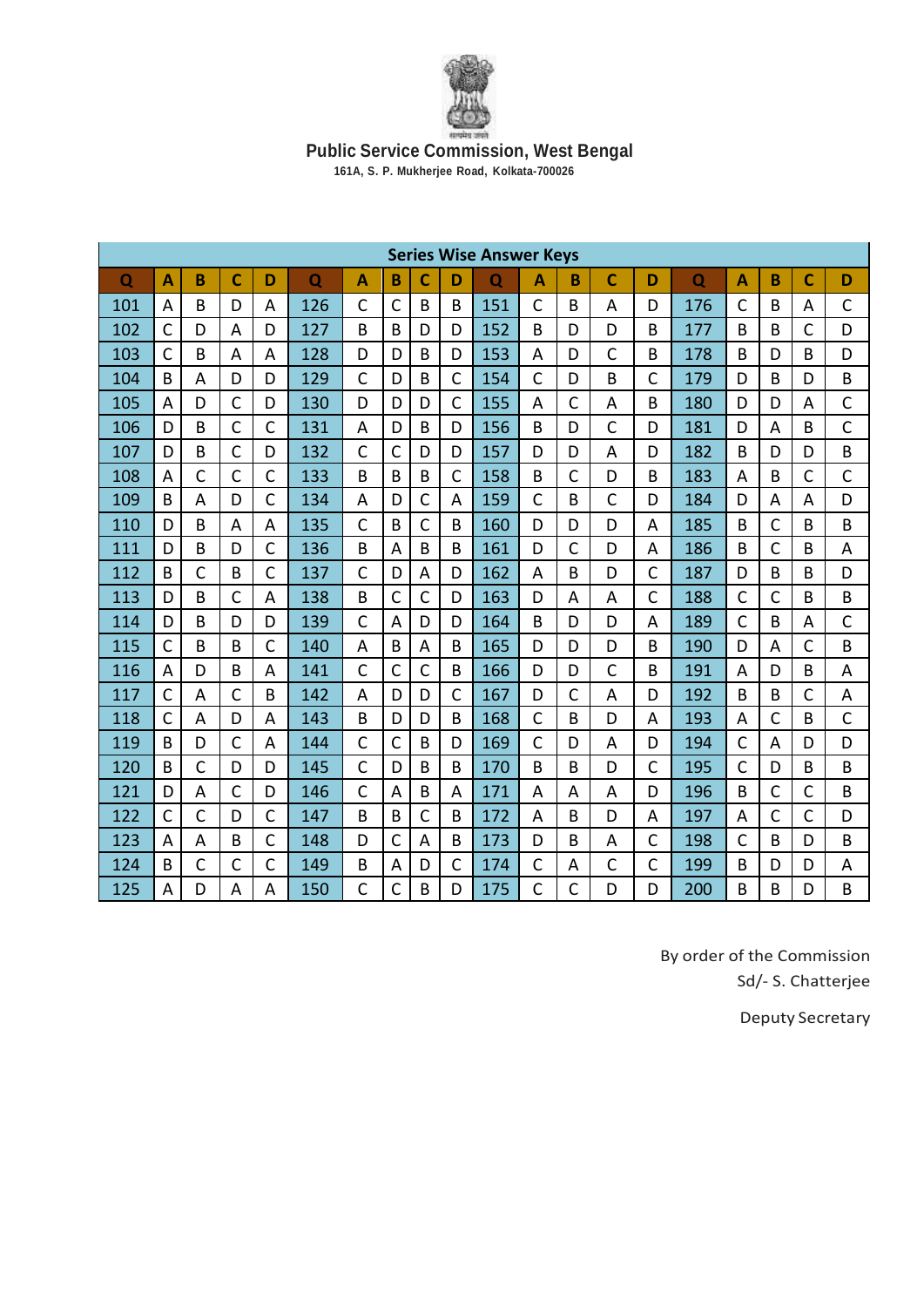**Public Service Commission, West Bengal**
161A, S. P. Mukherjee Road, Kolkata-700026

**Series Wise Answer Keys**

| Q | A | B | C | D | Q | A | B | C | D | Q | A | B | C | D | Q | A | B | C | D |
|---|---|---|---|---|---|---|---|---|---|---|---|---|---|---|---|---|---|---|---|
| 101 | A | B | D | A | 126 | C | C | B | B | 151 | C | B | A | D | 176 | C | B | A | C |
| 102 | C | D | A | D | 127 | B | B | D | D | 152 | B | D | D | B | 177 | B | B | C | D |
| 103 | C | B | A | A | 128 | D | D | B | D | 153 | A | D | C | B | 178 | B | D | B | D |
| 104 | B | A | D | D | 129 | C | D | B | C | 154 | C | D | B | C | 179 | D | B | D | B |
| 105 | A | D | C | D | 130 | D | D | D | C | 155 | A | C | A | B | 180 | D | D | A | C |
| 106 | D | B | C | C | 131 | A | D | B | D | 156 | B | D | C | D | 181 | D | A | B | C |
| 107 | D | B | C | D | 132 | C | C | D | D | 157 | D | D | A | D | 182 | B | D | D | B |
| 108 | A | C | C | C | 133 | B | B | B | C | 158 | B | C | D | B | 183 | A | B | C | C |
| 109 | B | A | D | C | 134 | A | D | C | A | 159 | C | B | C | D | 184 | D | A | A | D |
| 110 | D | B | A | A | 135 | C | B | C | B | 160 | D | D | D | A | 185 | B | C | B | B |
| 111 | D | B | D | C | 136 | B | A | B | B | 161 | D | C | D | A | 186 | B | C | B | A |
| 112 | B | C | B | C | 137 | C | D | A | D | 162 | A | B | D | C | 187 | D | B | B | D |
| 113 | D | B | C | A | 138 | B | C | C | D | 163 | D | A | A | C | 188 | C | C | B | B |
| 114 | D | B | D | D | 139 | C | A | D | D | 164 | B | D | D | A | 189 | C | B | A | C |
| 115 | C | B | B | C | 140 | A | B | A | B | 165 | D | D | D | B | 190 | D | A | C | B |
| 116 | A | D | B | A | 141 | C | C | C | B | 166 | D | D | C | B | 191 | A | D | B | A |
| 117 | C | A | C | B | 142 | A | D | D | C | 167 | D | C | A | D | 192 | B | B | C | A |
| 118 | C | A | D | A | 143 | B | D | D | B | 168 | C | B | D | A | 193 | A | C | B | C |
| 119 | B | D | C | A | 144 | C | C | B | D | 169 | C | D | A | D | 194 | C | A | D | D |
| 120 | B | C | D | D | 145 | C | D | B | B | 170 | B | B | D | C | 195 | C | D | B | B |
| 121 | D | A | C | D | 146 | C | A | B | A | 171 | A | A | A | D | 196 | B | C | C | B |
| 122 | C | C | D | C | 147 | B | B | C | B | 172 | A | B | D | A | 197 | A | C | C | D |
| 123 | A | A | B | C | 148 | D | C | A | B | 173 | D | B | A | C | 198 | C | B | D | B |
| 124 | B | C | C | C | 149 | B | A | D | C | 174 | C | A | C | C | 199 | B | D | D | A |
| 125 | A | D | A | A | 150 | C | C | B | D | 175 | C | C | D | D | 200 | B | B | D | B |

By order of the Commission
Sd/- S. Chatterjee

Deputy Secretary